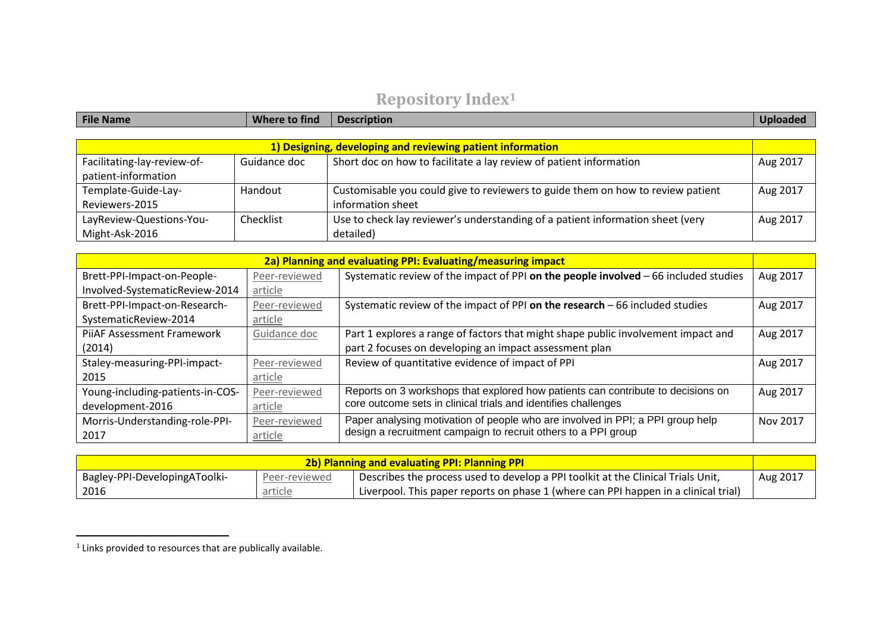# Repository Index[1]

| File Name | Where to find | Description | Uploaded |
|---|---|---|---|
| **1) Designing, developing and reviewing patient information** | | | |
| Facilitating-lay-review-of-patient-information | Guidance doc | Short doc on how to facilitate a lay review of patient information | Aug 2017 |
| Template-Guide-Lay-Reviewers-2015 | Handout | Customisable you could give to reviewers to guide them on how to review patient information sheet | Aug 2017 |
| LayReview-Questions-You-Might-Ask-2016 | Checklist | Use to check lay reviewer's understanding of a patient information sheet (very detailed) | Aug 2017 |
| **2a) Planning and evaluating PPI: Evaluating/measuring impact** | | | |
| Brett-PPI-Impact-on-People-Involved-SystematicReview-2014 | Peer-reviewed article | Systematic review of the impact of PPI **on the people involved** – 66 included studies | Aug 2017 |
| Brett-PPI-Impact-on-Research-SystematicReview-2014 | Peer-reviewed article | Systematic review of the impact of PPI **on the research** – 66 included studies | Aug 2017 |
| PiiAF Assessment Framework (2014) | Guidance doc | Part 1 explores a range of factors that might shape public involvement impact and part 2 focuses on developing an impact assessment plan | Aug 2017 |
| Staley-measuring-PPI-impact-2015 | Peer-reviewed article | Review of quantitative evidence of impact of PPI | Aug 2017 |
| Young-including-patients-in-COS-development-2016 | Peer-reviewed article | Reports on 3 workshops that explored how patients can contribute to decisions on core outcome sets in clinical trials and identifies challenges | Aug 2017 |
| Morris-Understanding-role-PPI-2017 | Peer-reviewed article | Paper analysing motivation of people who are involved in PPI; a PPI group help design a recruitment campaign to recruit others to a PPI group | Nov 2017 |
| **2b) Planning and evaluating PPI: Planning PPI** | | | |
| Bagley-PPI-DevelopingAToolki-2016 | Peer-reviewed article | Describes the process used to develop a PPI toolkit at the Clinical Trials Unit, Liverpool. This paper reports on phase 1 (where can PPI happen in a clinical trial) | Aug 2017 |

[1] Links provided to resources that are publically available.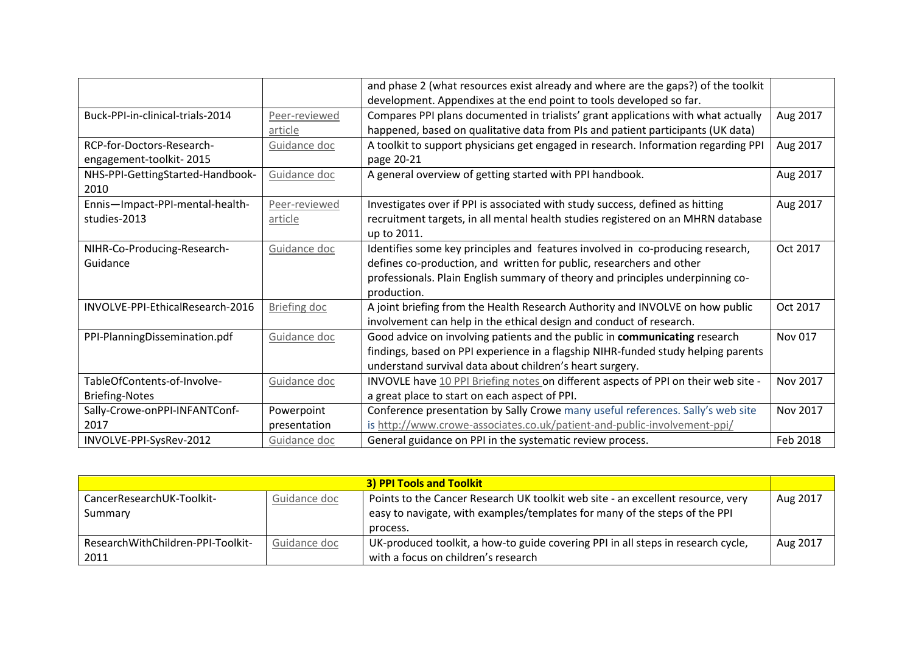| | | | |
|---|---|---|---|
| | | and phase 2 (what resources exist already and where are the gaps?) of the toolkit development. Appendixes at the end point to tools developed so far. | |
| Buck-PPI-in-clinical-trials-2014 | Peer-reviewed article | Compares PPI plans documented in trialists' grant applications with what actually happened, based on qualitative data from PIs and patient participants (UK data) | Aug 2017 |
| RCP-for-Doctors-Research-engagement-toolkit- 2015 | Guidance doc | A toolkit to support physicians get engaged in research. Information regarding PPI page 20-21 | Aug 2017 |
| NHS-PPI-GettingStarted-Handbook-2010 | Guidance doc | A general overview of getting started with PPI handbook. | Aug 2017 |
| Ennis—Impact-PPI-mental-health-studies-2013 | Peer-reviewed article | Investigates over if PPI is associated with study success, defined as hitting recruitment targets, in all mental health studies registered on an MHRN database up to 2011. | Aug 2017 |
| NIHR-Co-Producing-Research-Guidance | Guidance doc | Identifies some key principles and features involved in co-producing research, defines co-production, and written for public, researchers and other professionals. Plain English summary of theory and principles underpinning co-production. | Oct 2017 |
| INVOLVE-PPI-EthicalResearch-2016 | Briefing doc | A joint briefing from the Health Research Authority and INVOLVE on how public involvement can help in the ethical design and conduct of research. | Oct 2017 |
| PPI-PlanningDissemination.pdf | Guidance doc | Good advice on involving patients and the public in **communicating** research findings, based on PPI experience in a flagship NIHR-funded study helping parents understand survival data about children's heart surgery. | Nov 017 |
| TableOfContents-of-Involve-Briefing-Notes | Guidance doc | INVOVLE have 10 PPI Briefing notes on different aspects of PPI on their web site - a great place to start on each aspect of PPI. | Nov 2017 |
| Sally-Crowe-onPPI-INFANTConf-2017 | Powerpoint presentation | Conference presentation by Sally Crowe many useful references. Sally's web site is http://www.crowe-associates.co.uk/patient-and-public-involvement-ppi/ | Nov 2017 |
| INVOLVE-PPI-SysRev-2012 | Guidance doc | General guidance on PPI in the systematic review process. | Feb 2018 |

| **3) PPI Tools and Toolkit** | | | |
|---|---|---|---|
| CancerResearchUK-Toolkit-Summary | Guidance doc | Points to the Cancer Research UK toolkit web site - an excellent resource, very easy to navigate, with examples/templates for many of the steps of the PPI process. | Aug 2017 |
| ResearchWithChildren-PPI-Toolkit-2011 | Guidance doc | UK-produced toolkit, a how-to guide covering PPI in all steps in research cycle, with a focus on children's research | Aug 2017 |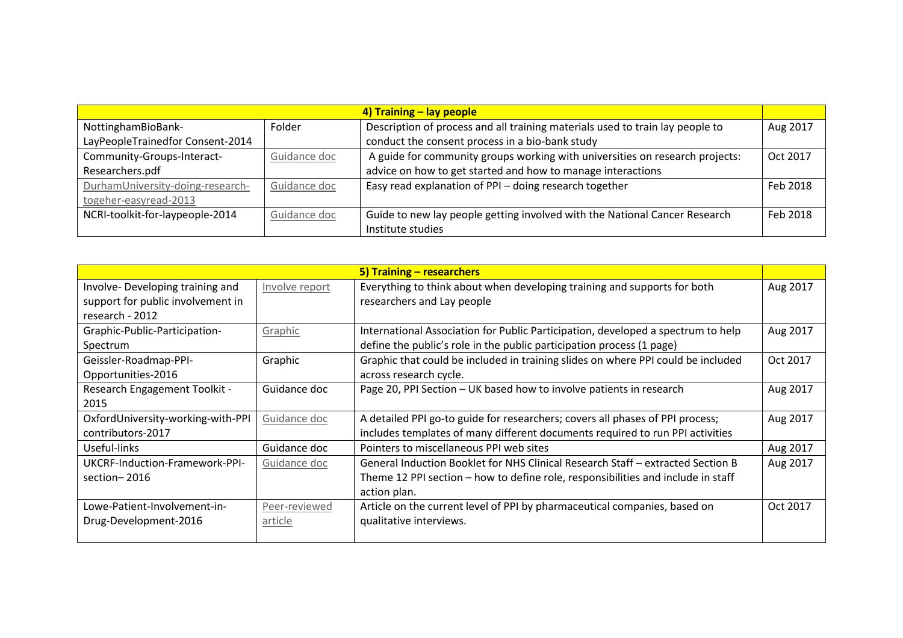| 4) Training – lay people | | | |
|---|---|---|---|
| NottinghamBioBank-LayPeopleTrainedfor Consent-2014 | Folder | Description of process and all training materials used to train lay people to conduct the consent process in a bio-bank study | Aug 2017 |
| Community-Groups-Interact-Researchers.pdf | Guidance doc | A guide for community groups working with universities on research projects: advice on how to get started and how to manage interactions | Oct 2017 |
| DurhamUniversity-doing-research-togeher-easyread-2013 | Guidance doc | Easy read explanation of PPI – doing research together | Feb 2018 |
| NCRI-toolkit-for-laypeople-2014 | Guidance doc | Guide to new lay people getting involved with the National Cancer Research Institute studies | Feb 2018 |

| 5) Training – researchers | | | |
|---|---|---|---|
| Involve- Developing training and support for public involvement in research - 2012 | Involve report | Everything to think about when developing training and supports for both researchers and Lay people | Aug 2017 |
| Graphic-Public-Participation-Spectrum | Graphic | International Association for Public Participation, developed a spectrum to help define the public's role in the public participation process (1 page) | Aug 2017 |
| Geissler-Roadmap-PPI-Opportunities-2016 | Graphic | Graphic that could be included in training slides on where PPI could be included across research cycle. | Oct 2017 |
| Research Engagement Toolkit - 2015 | Guidance doc | Page 20, PPI Section – UK based how to involve patients in research | Aug 2017 |
| OxfordUniversity-working-with-PPI contributors-2017 | Guidance doc | A detailed PPI go-to guide for researchers; covers all phases of PPI process; includes templates of many different documents required to run PPI activities | Aug 2017 |
| Useful-links | Guidance doc | Pointers to miscellaneous PPI web sites | Aug 2017 |
| UKCRF-Induction-Framework-PPI-section– 2016 | Guidance doc | General Induction Booklet for NHS Clinical Research Staff – extracted Section B Theme 12 PPI section – how to define role, responsibilities and include in staff action plan. | Aug 2017 |
| Lowe-Patient-Involvement-in-Drug-Development-2016 | Peer-reviewed article | Article on the current level of PPI by pharmaceutical companies, based on qualitative interviews. | Oct 2017 |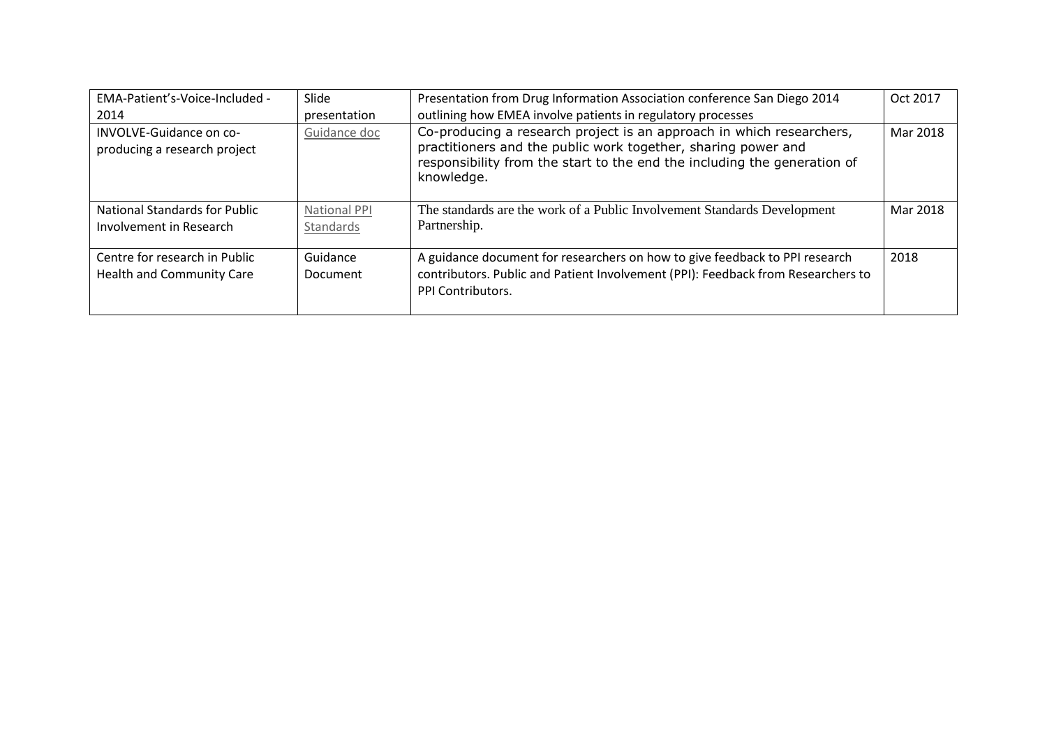| | | | |
|---|---|---|---|
| EMA-Patient's-Voice-Included - 2014 | Slide presentation | Presentation from Drug Information Association conference San Diego 2014 outlining how EMEA involve patients in regulatory processes | Oct 2017 |
| INVOLVE-Guidance on co-producing a research project | Guidance doc | Co-producing a research project is an approach in which researchers, practitioners and the public work together, sharing power and responsibility from the start to the end the including the generation of knowledge. | Mar 2018 |
| National Standards for Public Involvement in Research | National PPI Standards | The standards are the work of a Public Involvement Standards Development Partnership. | Mar 2018 |
| Centre for research in Public Health and Community Care | Guidance Document | A guidance document for researchers on how to give feedback to PPI research contributors. Public and Patient Involvement (PPI): Feedback from Researchers to PPI Contributors. | 2018 |